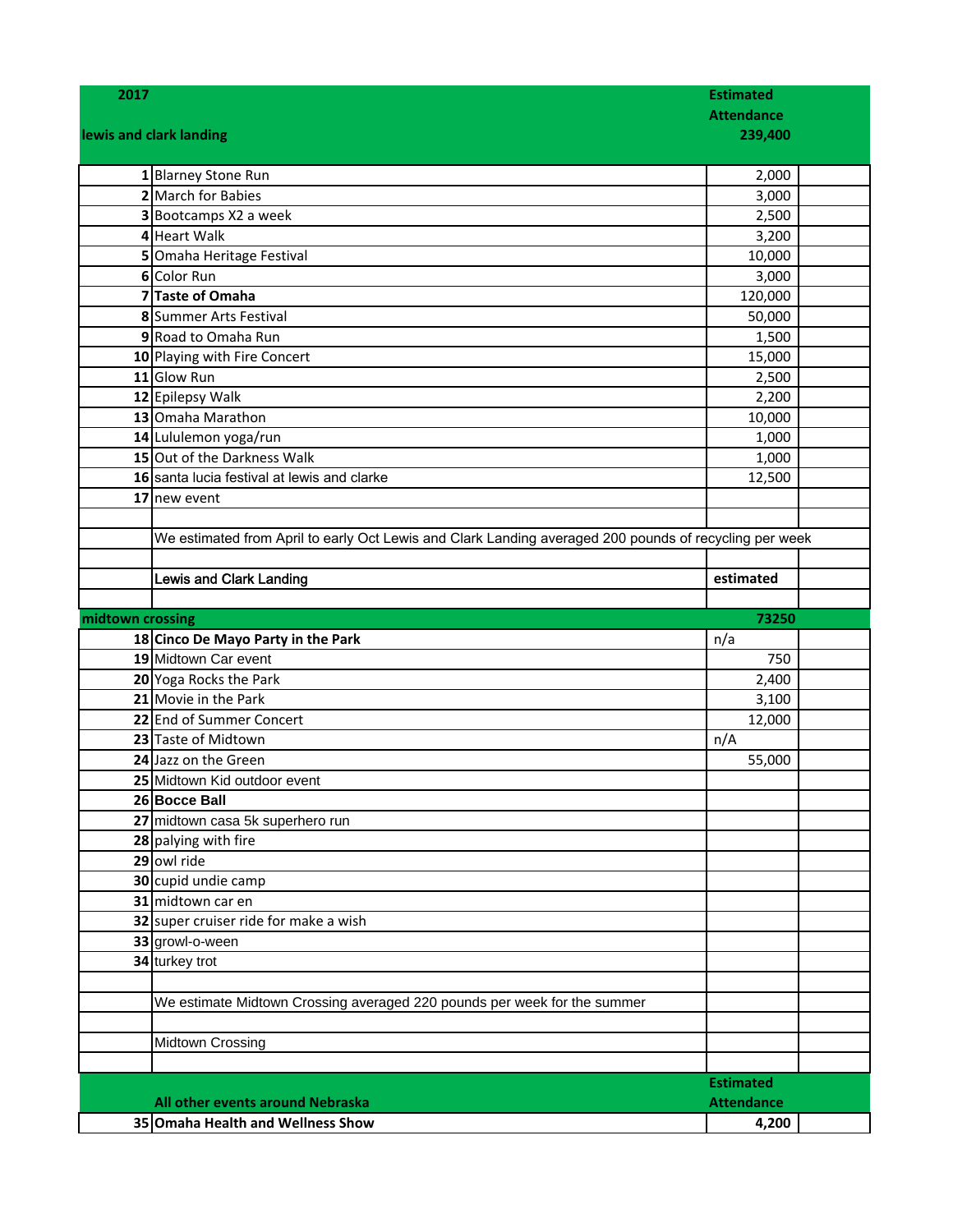| 2017 | | Estimated Attendance | |
|---|---|---|---|
| lewis and clark landing | | 239,400 | |
| 1 | Blarney Stone Run | 2,000 | |
| 2 | March for Babies | 3,000 | |
| 3 | Bootcamps X2 a week | 2,500 | |
| 4 | Heart Walk | 3,200 | |
| 5 | Omaha Heritage Festival | 10,000 | |
| 6 | Color Run | 3,000 | |
| 7 | **Taste of Omaha** | 120,000 | |
| 8 | Summer Arts Festival | 50,000 | |
| 9 | Road to Omaha Run | 1,500 | |
| 10 | Playing with Fire Concert | 15,000 | |
| 11 | Glow Run | 2,500 | |
| 12 | Epilepsy Walk | 2,200 | |
| 13 | Omaha Marathon | 10,000 | |
| 14 | Lululemon yoga/run | 1,000 | |
| 15 | Out of the Darkness Walk | 1,000 | |
| 16 | santa lucia festival at lewis and clarke | 12,500 | |
| 17 | new event | | |
| | | | |
| | We estimated from April to early Oct Lewis and Clark Landing averaged 200 pounds of recycling per week | | |
| | | | |
| | Lewis and Clark Landing | estimated | |
| | | | |
| midtown crossing | | 73250 | |
| 18 | **Cinco De Mayo Party in the Park** | n/a | |
| 19 | Midtown Car event | 750 | |
| 20 | Yoga Rocks the Park | 2,400 | |
| 21 | Movie in the Park | 3,100 | |
| 22 | End of Summer Concert | 12,000 | |
| 23 | Taste of Midtown | n/A | |
| 24 | Jazz on the Green | 55,000 | |
| 25 | Midtown Kid outdoor event | | |
| 26 | **Bocce Ball** | | |
| 27 | midtown casa 5k superhero run | | |
| 28 | palying with fire | | |
| 29 | owl ride | | |
| 30 | cupid undie camp | | |
| 31 | midtown car en | | |
| 32 | super cruiser ride for make a wish | | |
| 33 | growl-o-ween | | |
| 34 | turkey trot | | |
| | | | |
| | We estimate Midtown Crossing averaged 220 pounds per week for the summer | | |
| | | | |
| | Midtown Crossing | | |
| | | | |
| | **All other events around Nebraska** | **Estimated Attendance** | |
| 35 | **Omaha Health and Wellness Show** | **4,200** | |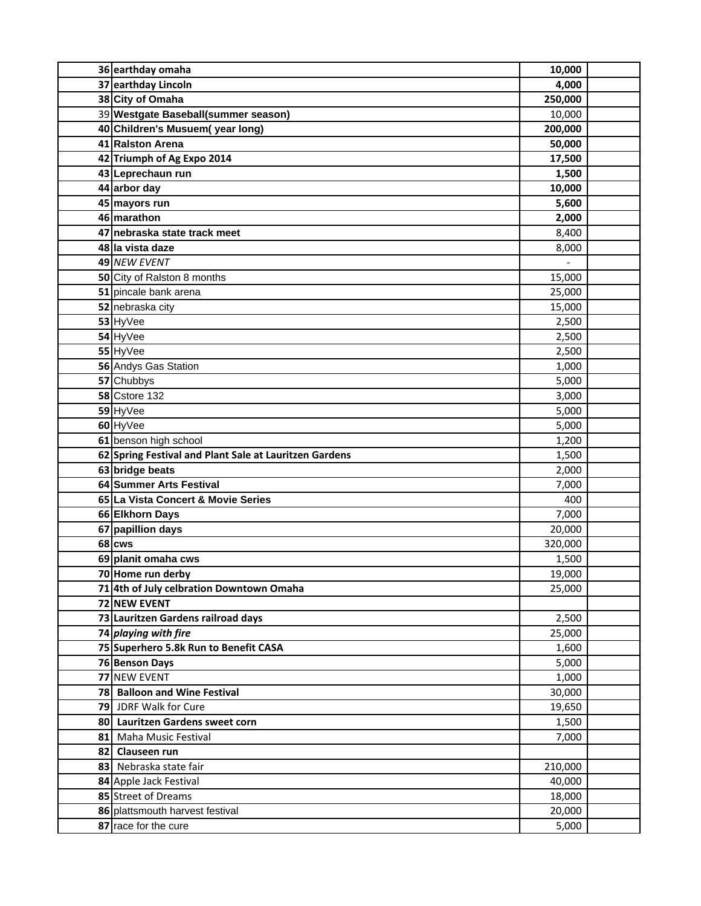| | | | |
|---|---|---|---|
| **36** | **earthday omaha** | **10,000** | |
| **37** | **earthday Lincoln** | **4,000** | |
| **38** | **City of Omaha** | **250,000** | |
| 39 | **Westgate Baseball(summer season)** | 10,000 | |
| **40** | **Children's Musuem( year long)** | **200,000** | |
| **41** | **Ralston Arena** | **50,000** | |
| **42** | **Triumph of Ag Expo 2014** | **17,500** | |
| **43** | **Leprechaun run** | **1,500** | |
| **44** | **arbor day** | **10,000** | |
| **45** | **mayors run** | **5,600** | |
| **46** | **marathon** | **2,000** | |
| **47** | **nebraska state track meet** | 8,400 | |
| **48** | **la vista daze** | 8,000 | |
| **49** | *NEW EVENT* | - | |
| **50** | City of Ralston 8 months | 15,000 | |
| **51** | pincale bank arena | 25,000 | |
| **52** | nebraska city | 15,000 | |
| **53** | HyVee | 2,500 | |
| **54** | HyVee | 2,500 | |
| **55** | HyVee | 2,500 | |
| **56** | Andys Gas Station | 1,000 | |
| **57** | Chubbys | 5,000 | |
| **58** | Cstore 132 | 3,000 | |
| **59** | HyVee | 5,000 | |
| **60** | HyVee | 5,000 | |
| **61** | benson high school | 1,200 | |
| **62** | **Spring Festival and Plant Sale at Lauritzen Gardens** | 1,500 | |
| **63** | **bridge beats** | 2,000 | |
| **64** | **Summer Arts Festival** | 7,000 | |
| **65** | **La Vista Concert & Movie Series** | 400 | |
| **66** | **Elkhorn Days** | 7,000 | |
| **67** | **papillion days** | 20,000 | |
| **68** | **cws** | 320,000 | |
| **69** | **planit omaha cws** | 1,500 | |
| **70** | **Home run derby** | 19,000 | |
| **71** | **4th of July celbration Downtown Omaha** | 25,000 | |
| **72** | **NEW EVENT** | | |
| **73** | **Lauritzen Gardens railroad days** | 2,500 | |
| **74** | ***playing with fire*** | 25,000 | |
| **75** | **Superhero 5.8k Run to Benefit CASA** | 1,600 | |
| **76** | **Benson Days** | 5,000 | |
| **77** | NEW EVENT | 1,000 | |
| **78** | **Balloon and Wine Festival** | 30,000 | |
| **79** | JDRF Walk for Cure | 19,650 | |
| **80** | **Lauritzen Gardens sweet corn** | 1,500 | |
| **81** | Maha Music Festival | 7,000 | |
| **82** | **Clauseen run** | | |
| **83** | Nebraska state fair | 210,000 | |
| **84** | Apple Jack Festival | 40,000 | |
| **85** | Street of Dreams | 18,000 | |
| **86** | plattsmouth harvest festival | 20,000 | |
| **87** | race for the cure | 5,000 | |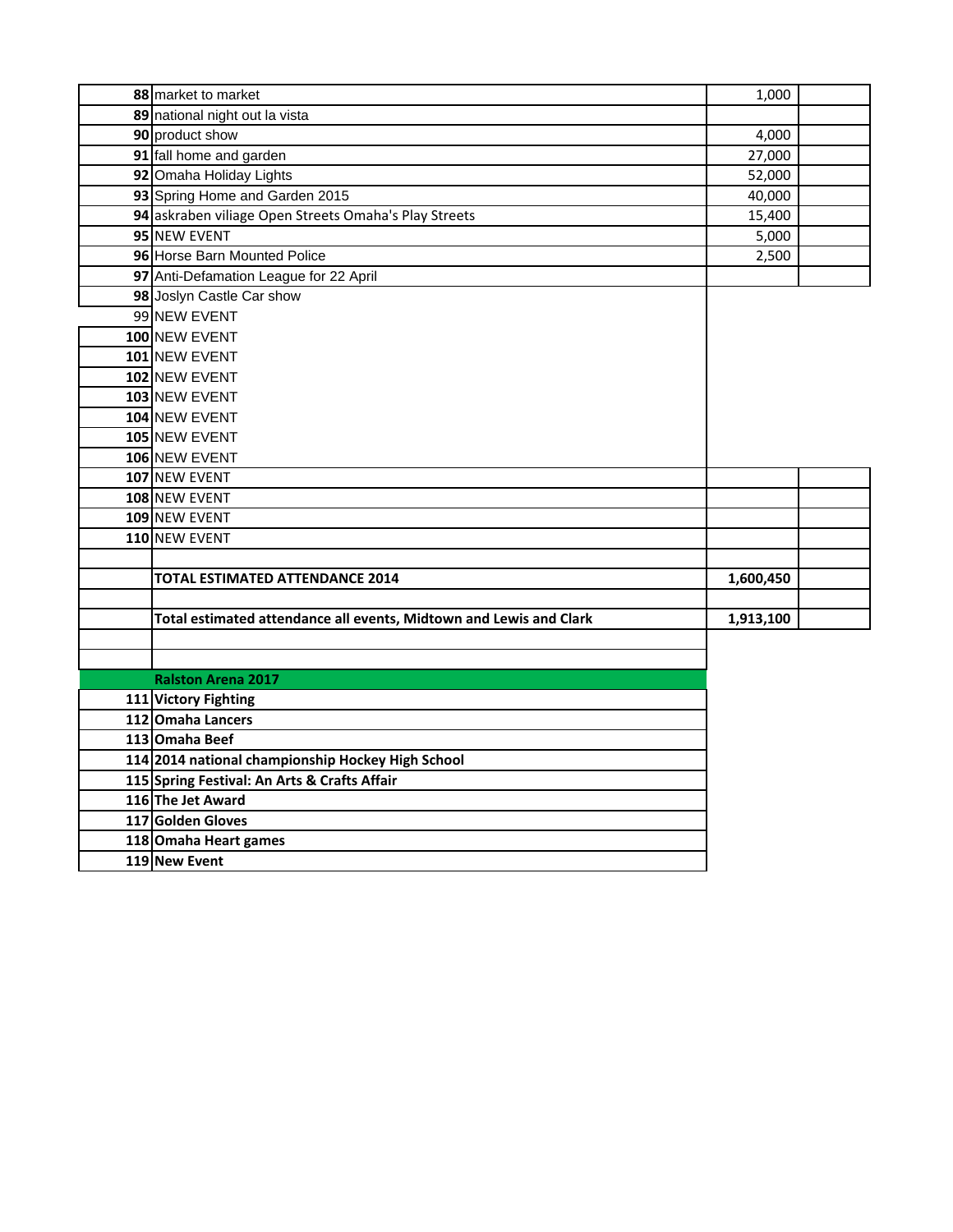| | | | |
|---|---|---|---|
| **88** | market to market | 1,000 | |
| **89** | national night out la vista | | |
| **90** | product show | 4,000 | |
| **91** | fall home and garden | 27,000 | |
| **92** | Omaha Holiday Lights | 52,000 | |
| **93** | Spring Home and Garden 2015 | 40,000 | |
| **94** | askraben viliage Open Streets Omaha's Play Streets | 15,400 | |
| **95** | NEW EVENT | 5,000 | |
| **96** | Horse Barn Mounted Police | 2,500 | |
| **97** | Anti-Defamation League for 22 April | | |
| **98** | Joslyn Castle Car show | | |
| 99 | NEW EVENT | | |
| **100** | NEW EVENT | | |
| **101** | NEW EVENT | | |
| **102** | NEW EVENT | | |
| **103** | NEW EVENT | | |
| **104** | NEW EVENT | | |
| **105** | NEW EVENT | | |
| **106** | NEW EVENT | | |
| **107** | NEW EVENT | | |
| **108** | NEW EVENT | | |
| **109** | NEW EVENT | | |
| **110** | NEW EVENT | | |
| | | | |
| | **TOTAL ESTIMATED ATTENDANCE 2014** | **1,600,450** | |
| | | | |
| | **Total estimated attendance all events, Midtown and Lewis and Clark** | **1,913,100** | |
| | | | |
| | | | |
| | **Ralston Arena 2017** | | |
| **111** | **Victory Fighting** | | |
| **112** | **Omaha Lancers** | | |
| **113** | **Omaha Beef** | | |
| **114** | **2014 national championship Hockey High School** | | |
| **115** | **Spring Festival: An Arts & Crafts Affair** | | |
| **116** | **The Jet Award** | | |
| **117** | **Golden Gloves** | | |
| **118** | **Omaha Heart games** | | |
| **119** | **New Event** | | |